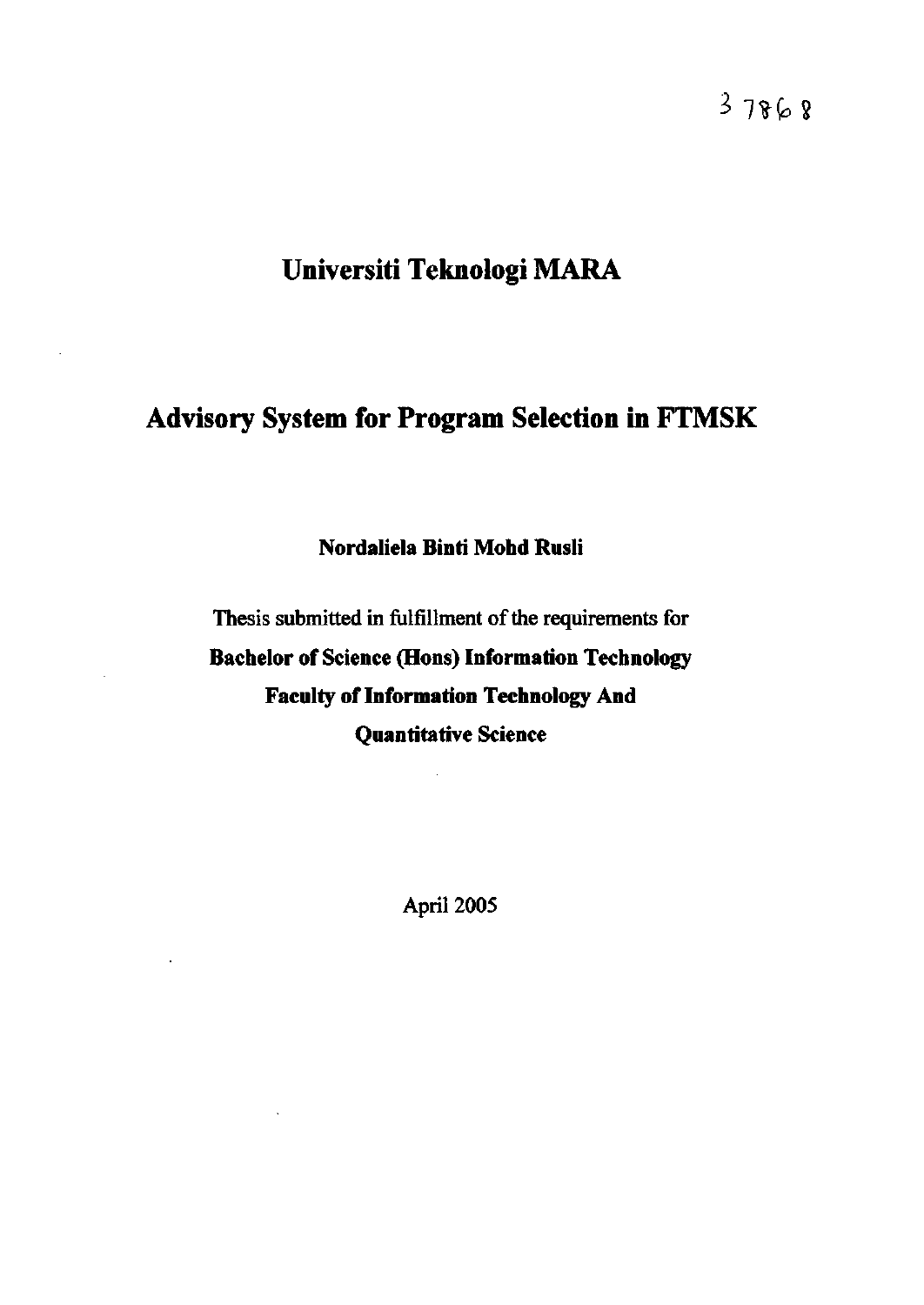3 7868

# Universiti Teknologi MARA

# Advisory System for Program Selection in FTMSK

**Nordaliela Binti Mohd Rusli**

Thesis submitted in fulfillment of the requirements for

**Bachelor of Science (Hons) Information Technology**

**Faculty of Information Technology And**

**Quantitative Science**

April 2005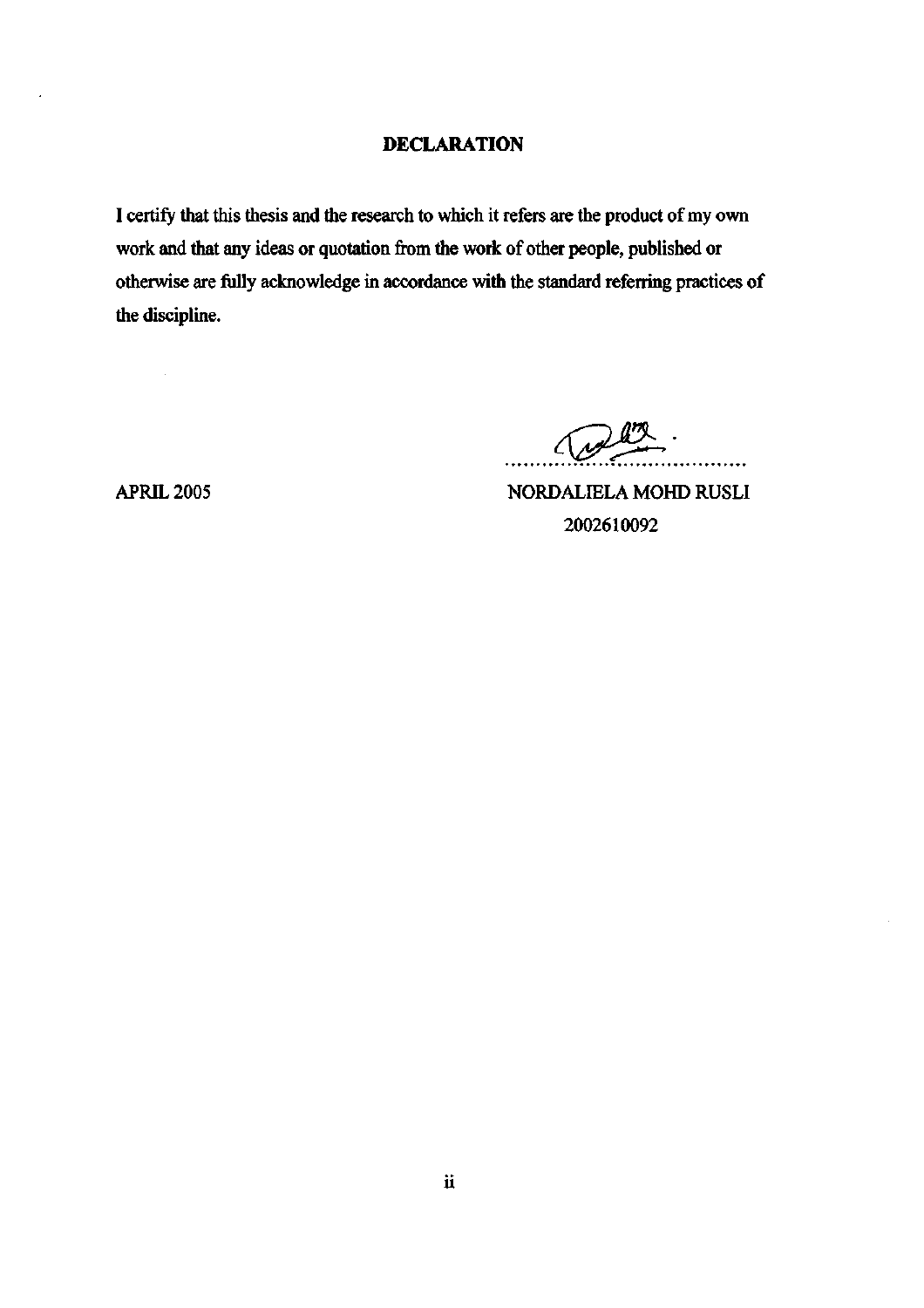# DECLARATION

I certify that this thesis and the research to which it refers are the product of my own work and that any ideas or quotation from the work of other people, published or otherwise are fully acknowledge in accordance with the standard referring practices of the discipline.

APRIL 2005

NORDALIELA MOHD RUSLI
2002610092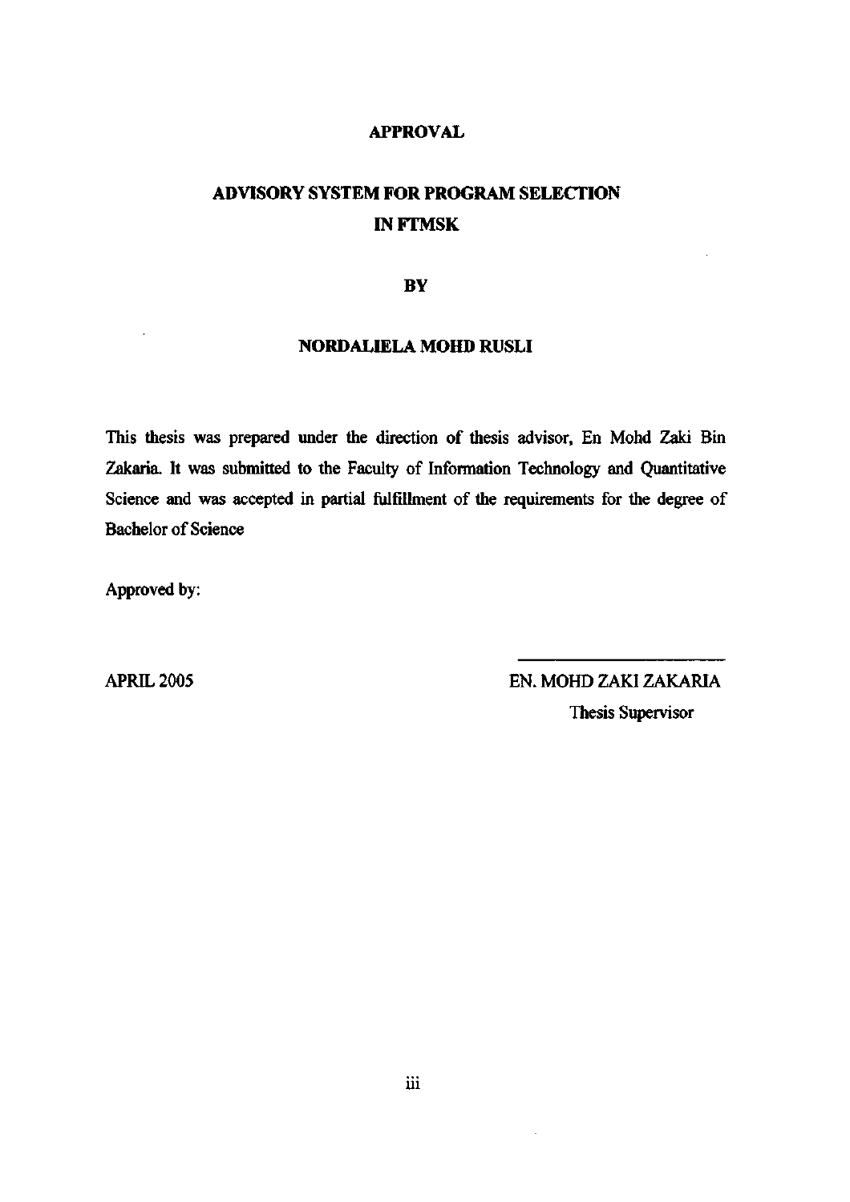# APPROVAL

## ADVISORY SYSTEM FOR PROGRAM SELECTION IN FTMSK

**BY**

**NORDALIELA MOHD RUSLI**

This thesis was prepared under the direction of thesis advisor, En Mohd Zaki Bin Zakaria. It was submitted to the Faculty of Information Technology and Quantitative Science and was accepted in partial fulfillment of the requirements for the degree of Bachelor of Science

Approved by:

APRIL 2005

EN. MOHD ZAKI ZAKARIA
Thesis Supervisor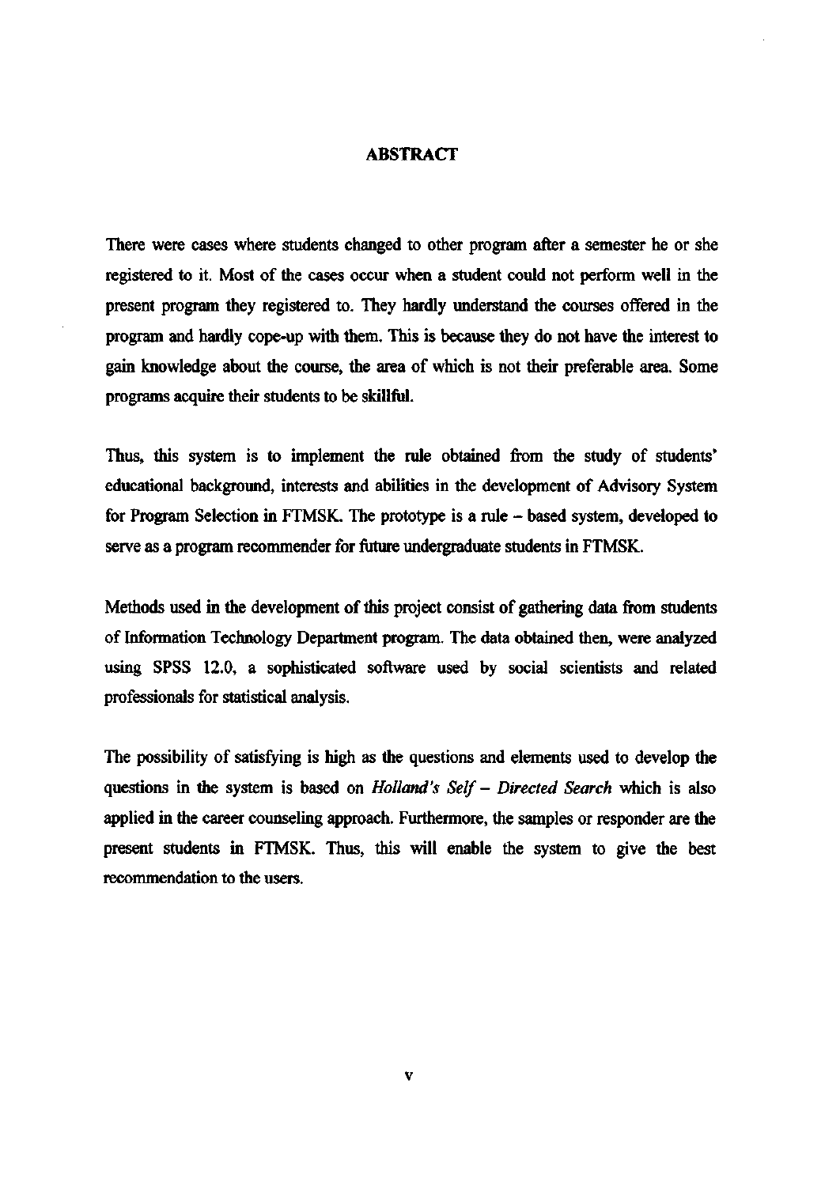# ABSTRACT

There were cases where students changed to other program after a semester he or she registered to it. Most of the cases occur when a student could not perform well in the present program they registered to. They hardly understand the courses offered in the program and hardly cope-up with them. This is because they do not have the interest to gain knowledge about the course, the area of which is not their preferable area. Some programs acquire their students to be skillful.

Thus, this system is to implement the rule obtained from the study of students' educational background, interests and abilities in the development of Advisory System for Program Selection in FTMSK. The prototype is a rule – based system, developed to serve as a program recommender for future undergraduate students in FTMSK.

Methods used in the development of this project consist of gathering data from students of Information Technology Department program. The data obtained then, were analyzed using SPSS 12.0, a sophisticated software used by social scientists and related professionals for statistical analysis.

The possibility of satisfying is high as the questions and elements used to develop the questions in the system is based on *Holland's Self – Directed Search* which is also applied in the career counseling approach. Furthermore, the samples or responder are the present students in FTMSK. Thus, this will enable the system to give the best recommendation to the users.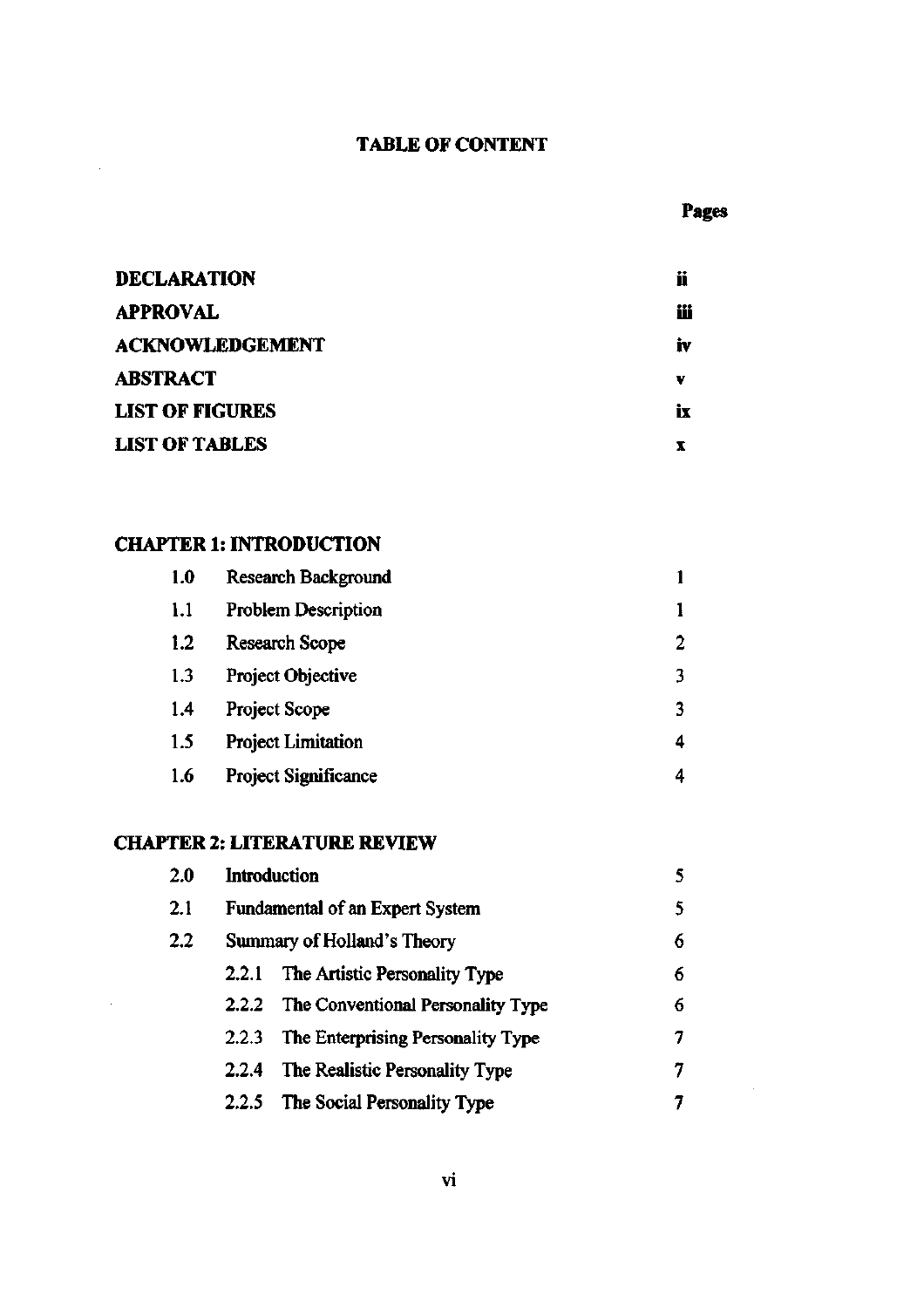# TABLE OF CONTENT

| | | Pages |
|---|---|---|
| **DECLARATION** | | **ii** |
| **APPROVAL** | | **iii** |
| **ACKNOWLEDGEMENT** | | **iv** |
| **ABSTRACT** | | **v** |
| **LIST OF FIGURES** | | **ix** |
| **LIST OF TABLES** | | **x** |

## CHAPTER 1: INTRODUCTION

| | | |
|---|---|---|
| 1.0 | Research Background | 1 |
| 1.1 | Problem Description | 1 |
| 1.2 | Research Scope | 2 |
| 1.3 | Project Objective | 3 |
| 1.4 | Project Scope | 3 |
| 1.5 | Project Limitation | 4 |
| 1.6 | Project Significance | 4 |

## CHAPTER 2: LITERATURE REVIEW

| | | | |
|---|---|---|---|
| 2.0 | Introduction | | 5 |
| 2.1 | Fundamental of an Expert System | | 5 |
| 2.2 | Summary of Holland's Theory | | 6 |
| | 2.2.1 | The Artistic Personality Type | 6 |
| | 2.2.2 | The Conventional Personality Type | 6 |
| | 2.2.3 | The Enterprising Personality Type | 7 |
| | 2.2.4 | The Realistic Personality Type | 7 |
| | 2.2.5 | The Social Personality Type | 7 |